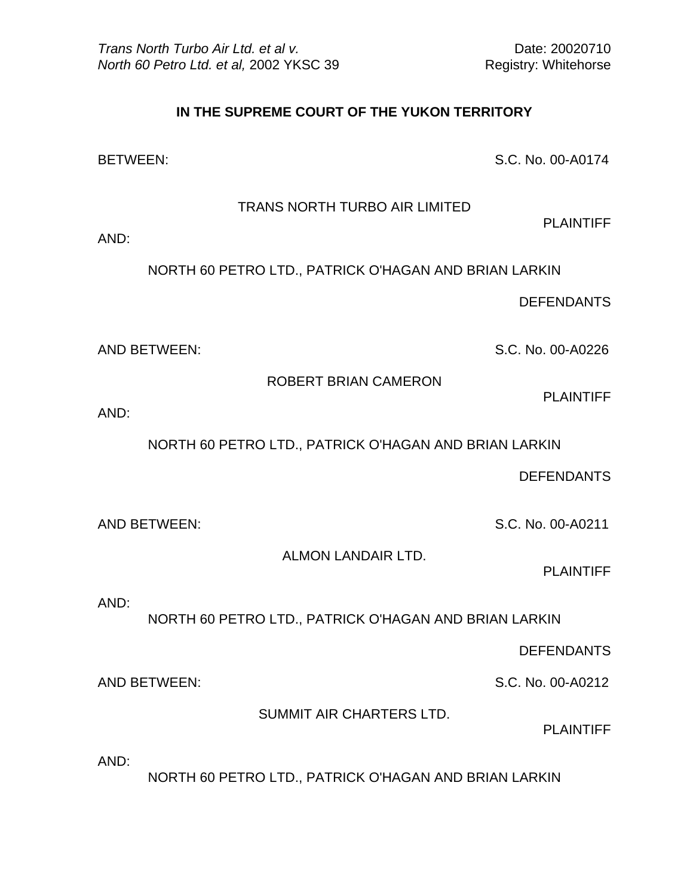*Trans North Turbo Air Ltd. et al v. North 60 Petro Ltd. et al,* 2002 YKSC 39

Date: 20020710
Registry: Whitehorse

**IN THE SUPREME COURT OF THE YUKON TERRITORY**

BETWEEN: S.C. No. 00-A0174

TRANS NORTH TURBO AIR LIMITED

PLAINTIFF

AND:

NORTH 60 PETRO LTD., PATRICK O'HAGAN AND BRIAN LARKIN

DEFENDANTS

AND BETWEEN: S.C. No. 00-A0226

ROBERT BRIAN CAMERON

PLAINTIFF

AND:

NORTH 60 PETRO LTD., PATRICK O'HAGAN AND BRIAN LARKIN

DEFENDANTS

AND BETWEEN: S.C. No. 00-A0211

ALMON LANDAIR LTD.

PLAINTIFF

AND:

NORTH 60 PETRO LTD., PATRICK O'HAGAN AND BRIAN LARKIN

DEFENDANTS

AND BETWEEN: S.C. No. 00-A0212

SUMMIT AIR CHARTERS LTD.

PLAINTIFF

AND:

NORTH 60 PETRO LTD., PATRICK O'HAGAN AND BRIAN LARKIN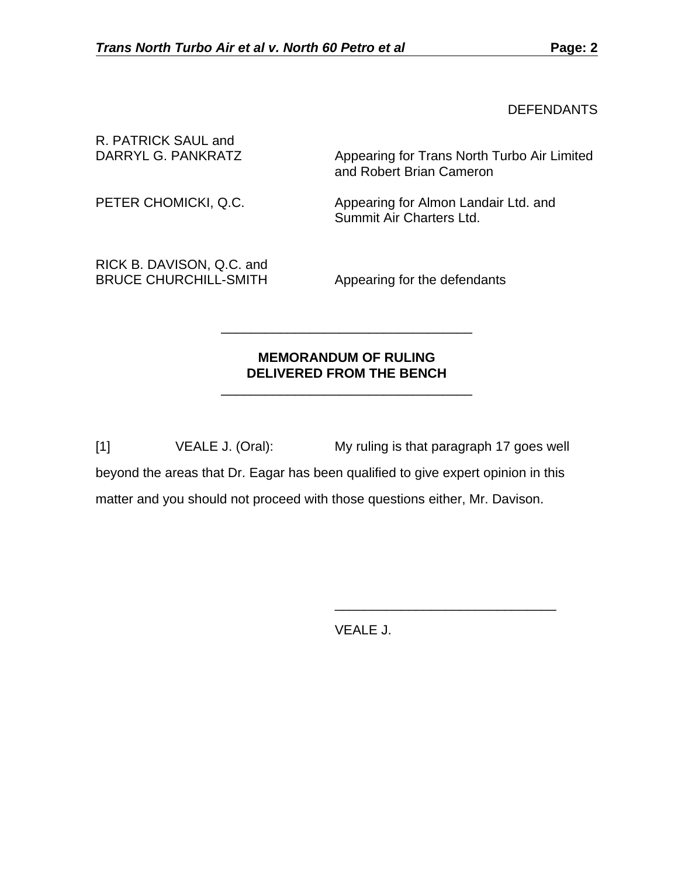DEFENDANTS

| | |
|---|---|
| R. PATRICK SAUL and DARRYL G. PANKRATZ | Appearing for Trans North Turbo Air Limited and Robert Brian Cameron |
| PETER CHOMICKI, Q.C. | Appearing for Almon Landair Ltd. and Summit Air Charters Ltd. |
| RICK B. DAVISON, Q.C. and BRUCE CHURCHILL-SMITH | Appearing for the defendants |

---

**MEMORANDUM OF RULING**
**DELIVERED FROM THE BENCH**

---

[1] VEALE J. (Oral): My ruling is that paragraph 17 goes well beyond the areas that Dr. Eagar has been qualified to give expert opinion in this matter and you should not proceed with those questions either, Mr. Davison.

______________________________

VEALE J.